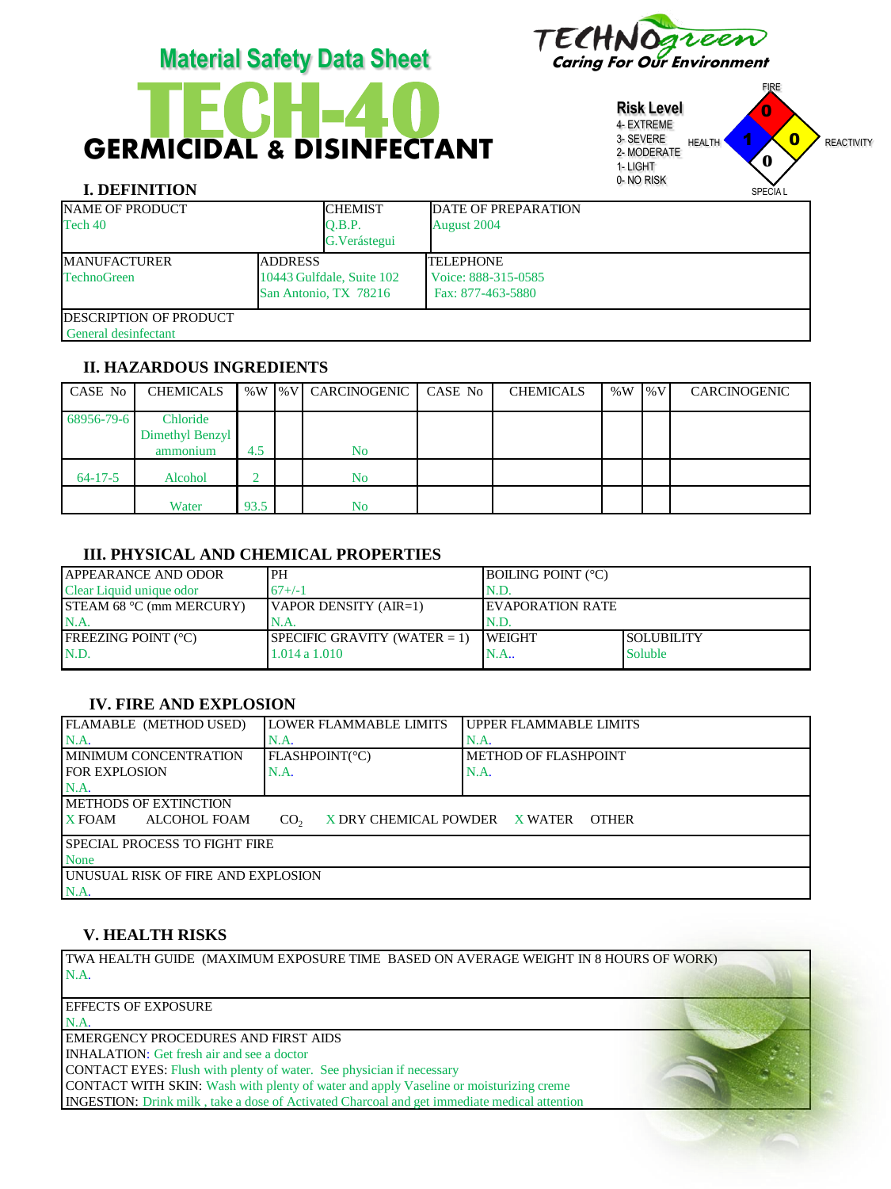# Material Safety Data Sheet

# TECH-40

## GERMICIDAL & DISINFECTANT

TECHNOgreen
Caring For Our Environment

**Risk Level**
4- EXTREME
3- SEVERE
2- MODERATE
1- LIGHT
0- NO RISK

FIRE: 0
HEALTH: 1
REACTIVITY: 0
SPECIAL: 0

### I. DEFINITION

| NAME OF PRODUCT | CHEMIST | DATE OF PREPARATION |
|---|---|---|
| Tech 40 | Q.B.P. G.Verástegui | August 2004 |

| MANUFACTURER | ADDRESS | TELEPHONE |
|---|---|---|
| TechnoGreen | 10443 Gulfdale, Suite 102 San Antonio, TX 78216 | Voice: 888-315-0585 Fax: 877-463-5880 |

DESCRIPTION OF PRODUCT
General desinfectant

### II. HAZARDOUS INGREDIENTS

| CASE No | CHEMICALS | %W | %V | CARCINOGENIC | CASE No | CHEMICALS | %W | %V | CARCINOGENIC |
|---|---|---|---|---|---|---|---|---|---|
| 68956-79-6 | Chloride Dimethyl Benzyl ammonium | 4.5 | | No | | | | | |
| 64-17-5 | Alcohol | 2 | | No | | | | | |
| | Water | 93.5 | | No | | | | | |

### III. PHYSICAL AND CHEMICAL PROPERTIES

| APPEARANCE AND ODOR | PH | BOILING POINT (°C) | |
|---|---|---|---|
| Clear Liquid unique odor | 67+/-1 | N.D. | |
| STEAM 68 °C (mm MERCURY) | VAPOR DENSITY (AIR=1) | EVAPORATION RATE | |
| N.A. | N.A. | N.D. | |
| FREEZING POINT (°C) | SPECIFIC GRAVITY (WATER = 1) | WEIGHT | SOLUBILITY |
| N.D. | 1.014 a 1.010 | N.A.. | Soluble |

### IV. FIRE AND EXPLOSION

| FLAMABLE (METHOD USED) | LOWER FLAMMABLE LIMITS | UPPER FLAMMABLE LIMITS |
|---|---|---|
| N.A. | N.A. | N.A. |
| MINIMUM CONCENTRATION FOR EXPLOSION | FLASHPOINT(°C) | METHOD OF FLASHPOINT |
| N.A. | N.A. | N.A. |

METHODS OF EXTINCTION
X FOAM    ALCOHOL FOAM    $CO_2$    X DRY CHEMICAL POWDER    X WATER    OTHER

SPECIAL PROCESS TO FIGHT FIRE
None

UNUSUAL RISK OF FIRE AND EXPLOSION
N.A.

### V. HEALTH RISKS

TWA HEALTH GUIDE (MAXIMUM EXPOSURE TIME BASED ON AVERAGE WEIGHT IN 8 HOURS OF WORK)
N.A.

EFFECTS OF EXPOSURE
N.A.

EMERGENCY PROCEDURES AND FIRST AIDS
INHALATION: Get fresh air and see a doctor
CONTACT EYES: Flush with plenty of water. See physician if necessary
CONTACT WITH SKIN: Wash with plenty of water and apply Vaseline or moisturizing creme
INGESTION: Drink milk , take a dose of Activated Charcoal and get immediate medical attention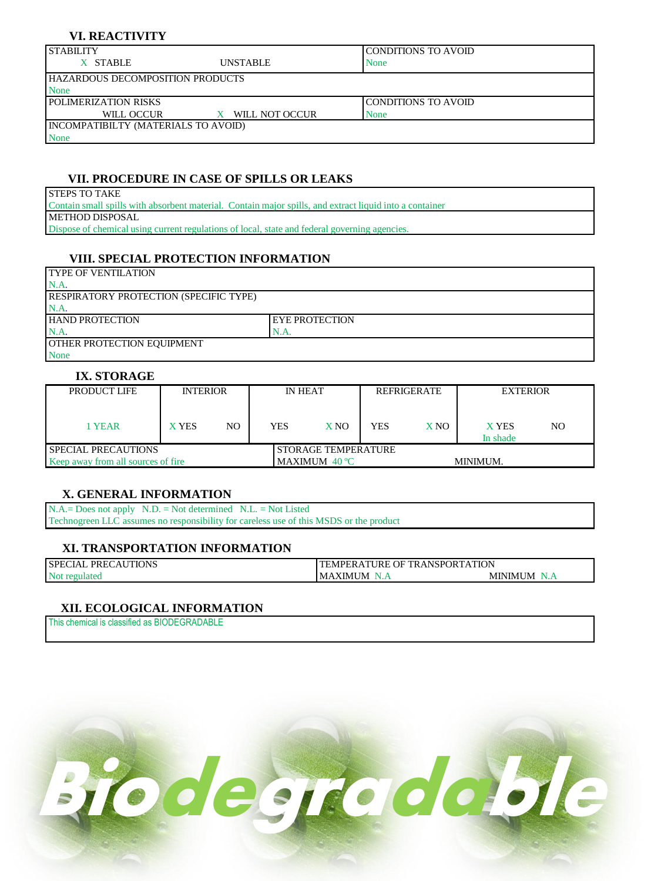## VI. REACTIVITY

| | |
|---|---|
| STABILITY<br>X STABLE &nbsp;&nbsp;&nbsp; UNSTABLE | CONDITIONS TO AVOID<br>None |
| HAZARDOUS DECOMPOSITION PRODUCTS<br>None | |
| POLIMERIZATION RISKS<br>WILL OCCUR &nbsp;&nbsp;&nbsp; X WILL NOT OCCUR | CONDITIONS TO AVOID<br>None |
| INCOMPATIBILTY (MATERIALS TO AVOID)<br>None | |

## VII. PROCEDURE IN CASE OF SPILLS OR LEAKS

| |
|---|
| STEPS TO TAKE<br>Contain small spills with absorbent material. Contain major spills, and extract liquid into a container |
| METHOD DISPOSAL<br>Dispose of chemical using current regulations of local, state and federal governing agencies. |

## VIII. SPECIAL PROTECTION INFORMATION

| | |
|---|---|
| TYPE OF VENTILATION<br>N.A. | |
| RESPIRATORY PROTECTION (SPECIFIC TYPE)<br>N.A. | |
| HAND PROTECTION<br>N.A. | EYE PROTECTION<br>N.A. |
| OTHER PROTECTION EQUIPMENT<br>None | |

## IX. STORAGE

| PRODUCT LIFE | INTERIOR | | IN HEAT | | REFRIGERATE | | EXTERIOR | |
|---|---|---|---|---|---|---|---|---|
| 1 YEAR | X YES | NO | YES | X NO | YES | X NO | X YES<br>In shade | NO |

| | |
|---|---|
| SPECIAL PRECAUTIONS<br>Keep away from all sources of fire | STORAGE TEMPERATURE<br>MAXIMUM 40 ºC &nbsp;&nbsp;&nbsp; MINIMUM. |

## X. GENERAL INFORMATION

| |
|---|
| N.A.= Does not apply N.D. = Not determined N.L. = Not Listed<br>Technogreen LLC assumes no responsibility for careless use of this MSDS or the product |

## XI. TRANSPORTATION INFORMATION

| | |
|---|---|
| SPECIAL PRECAUTIONS<br>Not regulated | TEMPERATURE OF TRANSPORTATION<br>MAXIMUM N.A &nbsp;&nbsp;&nbsp; MINIMUM N.A |

## XII. ECOLOGICAL INFORMATION

| |
|---|
| This chemical is classified as BIODEGRADABLE |

Biodegradable